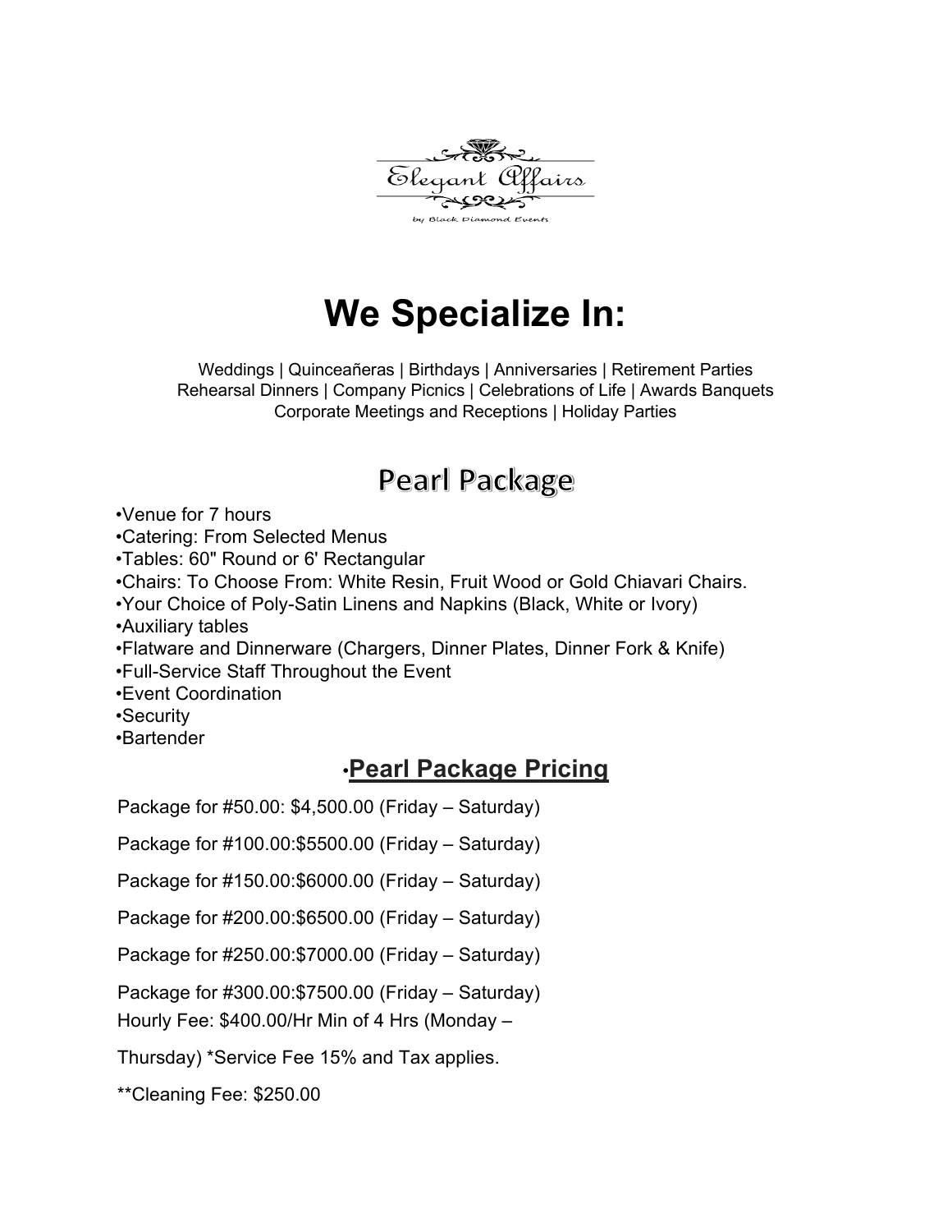Elegant Affairs

by Black Diamond Events

# We Specialize In:

Weddings | Quinceañeras | Birthdays | Anniversaries | Retirement Parties
Rehearsal Dinners | Company Picnics | Celebrations of Life | Awards Banquets
Corporate Meetings and Receptions | Holiday Parties

## Pearl Package

•Venue for 7 hours
•Catering: From Selected Menus
•Tables: 60" Round or 6' Rectangular
•Chairs: To Choose From: White Resin, Fruit Wood or Gold Chiavari Chairs.
•Your Choice of Poly-Satin Linens and Napkins (Black, White or Ivory)
•Auxiliary tables
•Flatware and Dinnerware (Chargers, Dinner Plates, Dinner Fork & Knife)
•Full-Service Staff Throughout the Event
•Event Coordination
•Security
•Bartender

### •Pearl Package Pricing

Package for #50.00: $4,500.00 (Friday – Saturday)

Package for #100.00:$5500.00 (Friday – Saturday)

Package for #150.00:$6000.00 (Friday – Saturday)

Package for #200.00:$6500.00 (Friday – Saturday)

Package for #250.00:$7000.00 (Friday – Saturday)

Package for #300.00:$7500.00 (Friday – Saturday)
Hourly Fee: $400.00/Hr Min of 4 Hrs (Monday –

Thursday) *Service Fee 15% and Tax applies.

**Cleaning Fee: $250.00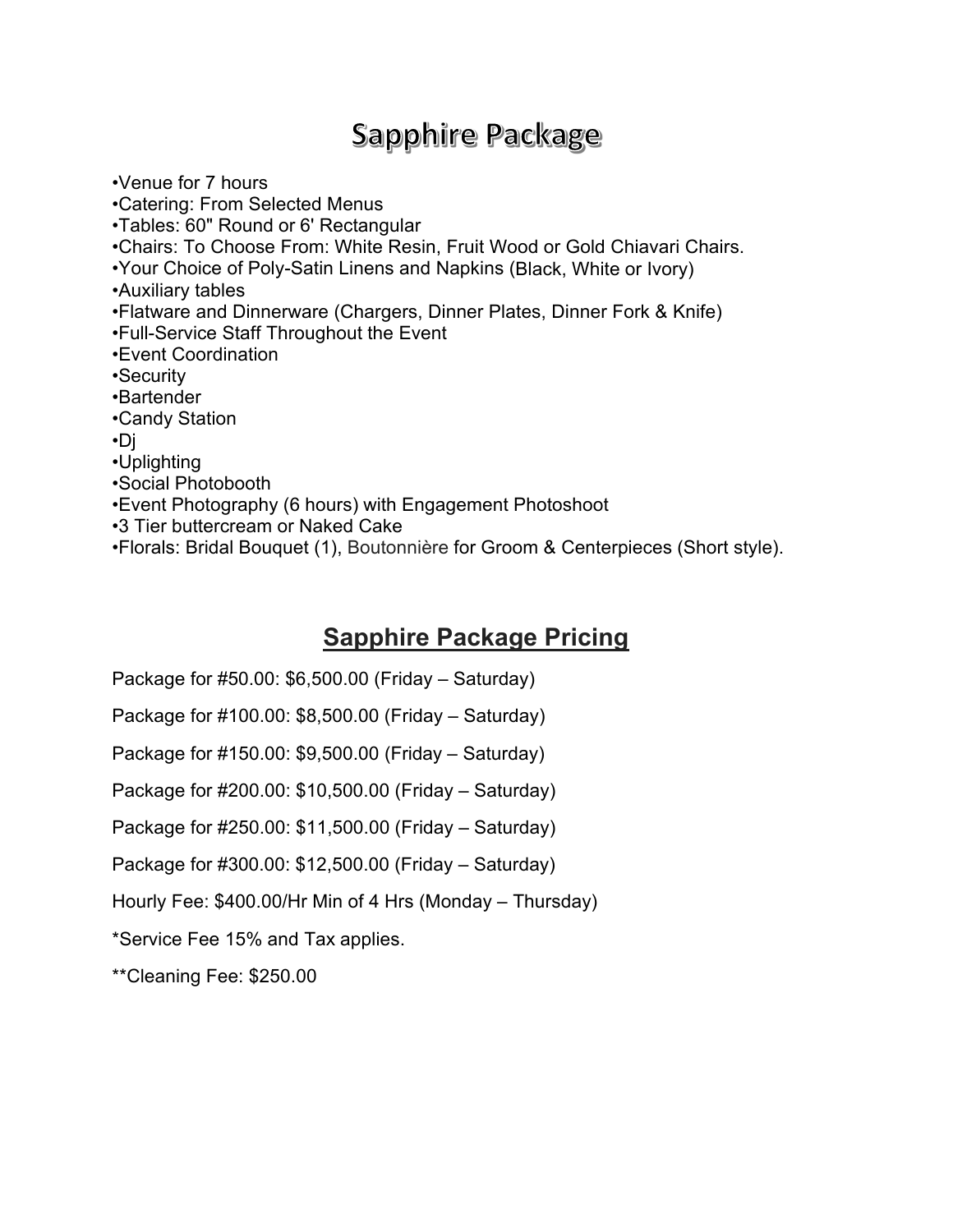# Sapphire Package

- Venue for 7 hours
- Catering: From Selected Menus
- Tables: 60" Round or 6' Rectangular
- Chairs: To Choose From: White Resin, Fruit Wood or Gold Chiavari Chairs.
- Your Choice of Poly-Satin Linens and Napkins (Black, White or Ivory)
- Auxiliary tables
- Flatware and Dinnerware (Chargers, Dinner Plates, Dinner Fork & Knife)
- Full-Service Staff Throughout the Event
- Event Coordination
- Security
- Bartender
- Candy Station
- Dj
- Uplighting
- Social Photobooth
- Event Photography (6 hours) with Engagement Photoshoot
- 3 Tier buttercream or Naked Cake
- Florals: Bridal Bouquet (1), Boutonnière for Groom & Centerpieces (Short style).

## Sapphire Package Pricing

Package for #50.00: $6,500.00 (Friday – Saturday)

Package for #100.00: $8,500.00 (Friday – Saturday)

Package for #150.00: $9,500.00 (Friday – Saturday)

Package for #200.00: $10,500.00 (Friday – Saturday)

Package for #250.00: $11,500.00 (Friday – Saturday)

Package for #300.00: $12,500.00 (Friday – Saturday)

Hourly Fee: $400.00/Hr Min of 4 Hrs (Monday – Thursday)

*Service Fee 15% and Tax applies.

**Cleaning Fee: $250.00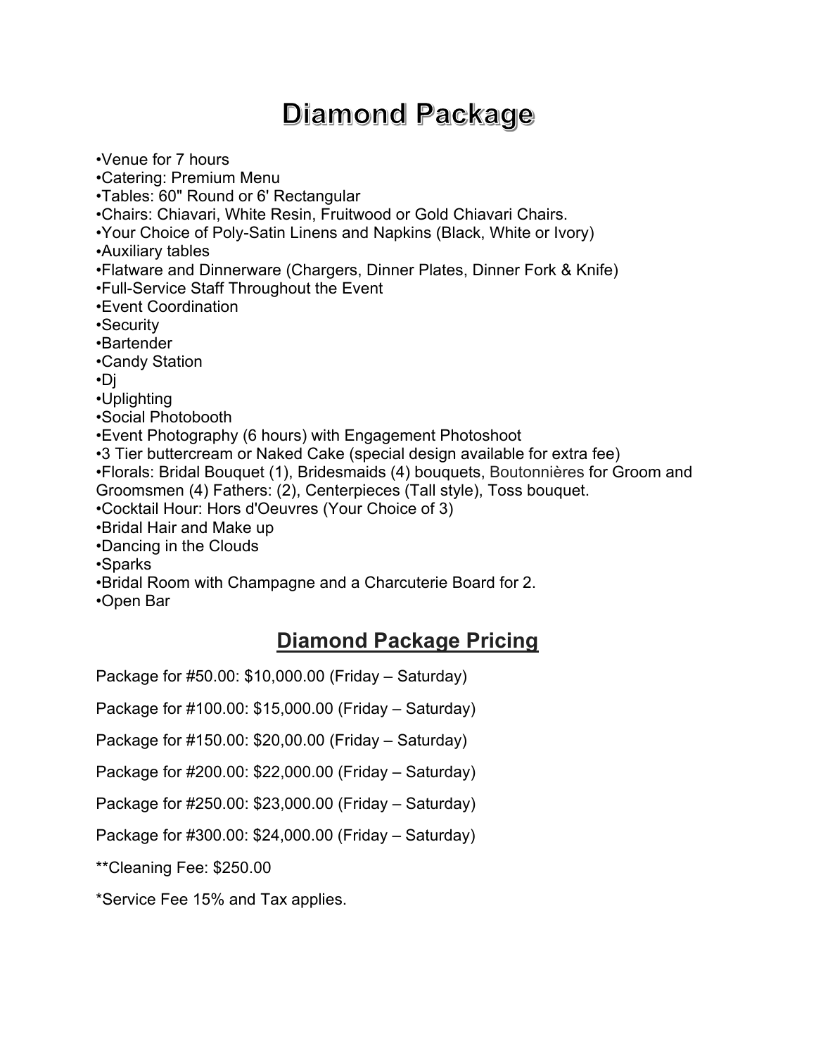# Diamond Package

- •Venue for 7 hours
- •Catering: Premium Menu
- •Tables: 60" Round or 6' Rectangular
- •Chairs: Chiavari, White Resin, Fruitwood or Gold Chiavari Chairs.
- •Your Choice of Poly-Satin Linens and Napkins (Black, White or Ivory)
- •Auxiliary tables
- •Flatware and Dinnerware (Chargers, Dinner Plates, Dinner Fork & Knife)
- •Full-Service Staff Throughout the Event
- •Event Coordination
- •Security
- •Bartender
- •Candy Station
- •Dj
- •Uplighting
- •Social Photobooth
- •Event Photography (6 hours) with Engagement Photoshoot
- •3 Tier buttercream or Naked Cake (special design available for extra fee)
- •Florals: Bridal Bouquet (1), Bridesmaids (4) bouquets, Boutonnières for Groom and Groomsmen (4) Fathers: (2), Centerpieces (Tall style), Toss bouquet.
- •Cocktail Hour: Hors d'Oeuvres (Your Choice of 3)
- •Bridal Hair and Make up
- •Dancing in the Clouds
- •Sparks
- •Bridal Room with Champagne and a Charcuterie Board for 2.
- •Open Bar

## Diamond Package Pricing

Package for #50.00: $10,000.00 (Friday – Saturday)

Package for #100.00: $15,000.00 (Friday – Saturday)

Package for #150.00: $20,00.00 (Friday – Saturday)

Package for #200.00: $22,000.00 (Friday – Saturday)

Package for #250.00: $23,000.00 (Friday – Saturday)

Package for #300.00: $24,000.00 (Friday – Saturday)

**Cleaning Fee: $250.00

*Service Fee 15% and Tax applies.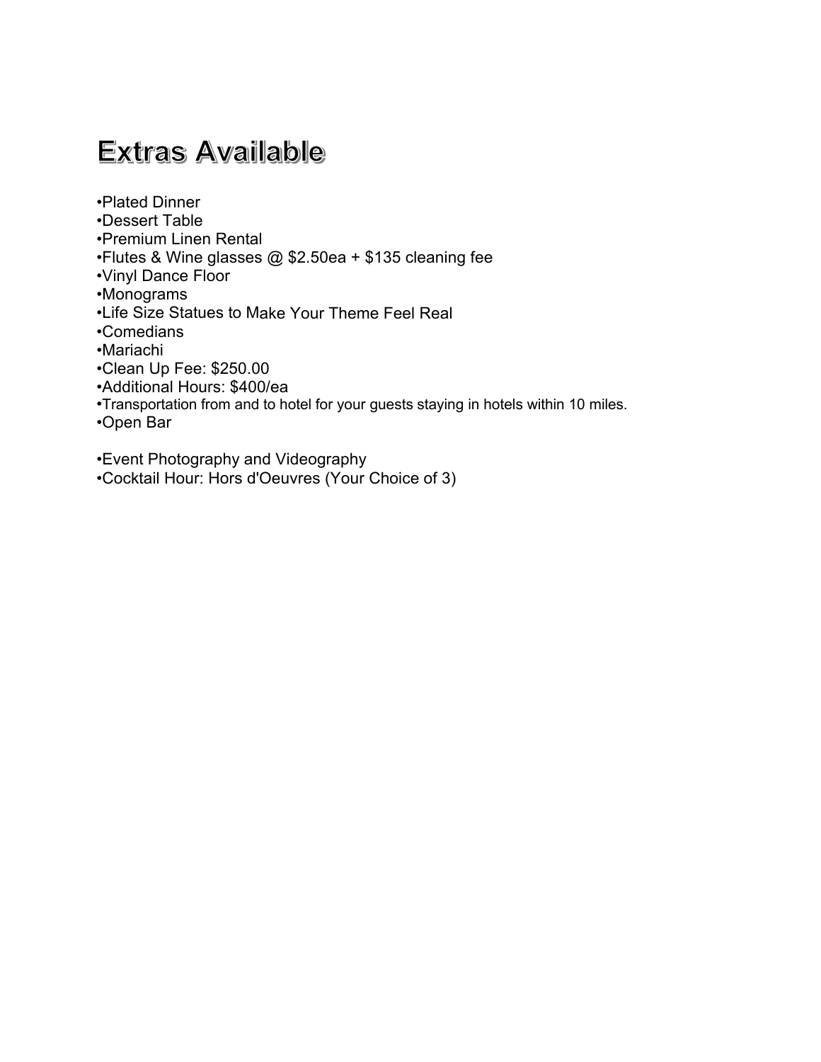# Extras Available

- Plated Dinner
- Dessert Table
- Premium Linen Rental
- Flutes & Wine glasses @ $2.50ea + $135 cleaning fee
- Vinyl Dance Floor
- Monograms
- Life Size Statues to Make Your Theme Feel Real
- Comedians
- Mariachi
- Clean Up Fee: $250.00
- Additional Hours: $400/ea
- Transportation from and to hotel for your guests staying in hotels within 10 miles.
- Open Bar

- Event Photography and Videography
- Cocktail Hour: Hors d'Oeuvres (Your Choice of 3)